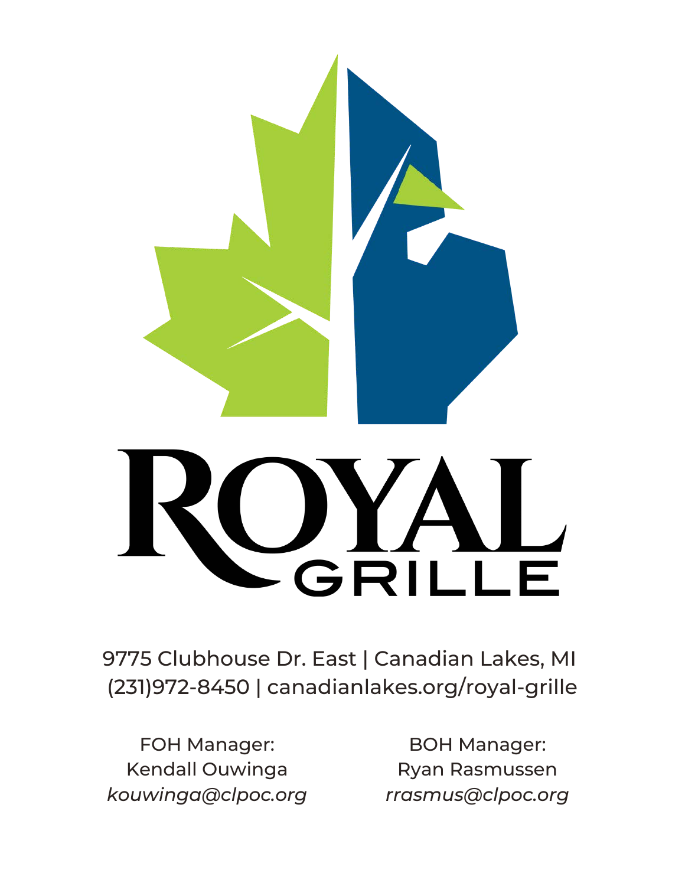# ROYAL GRILLE

9775 Clubhouse Dr. East | Canadian Lakes, MI
(231)972-8450 | canadianlakes.org/royal-grille

FOH Manager:
Kendall Ouwinga
*kouwinga@clpoc.org*

BOH Manager:
Ryan Rasmussen
*rrasmus@clpoc.org*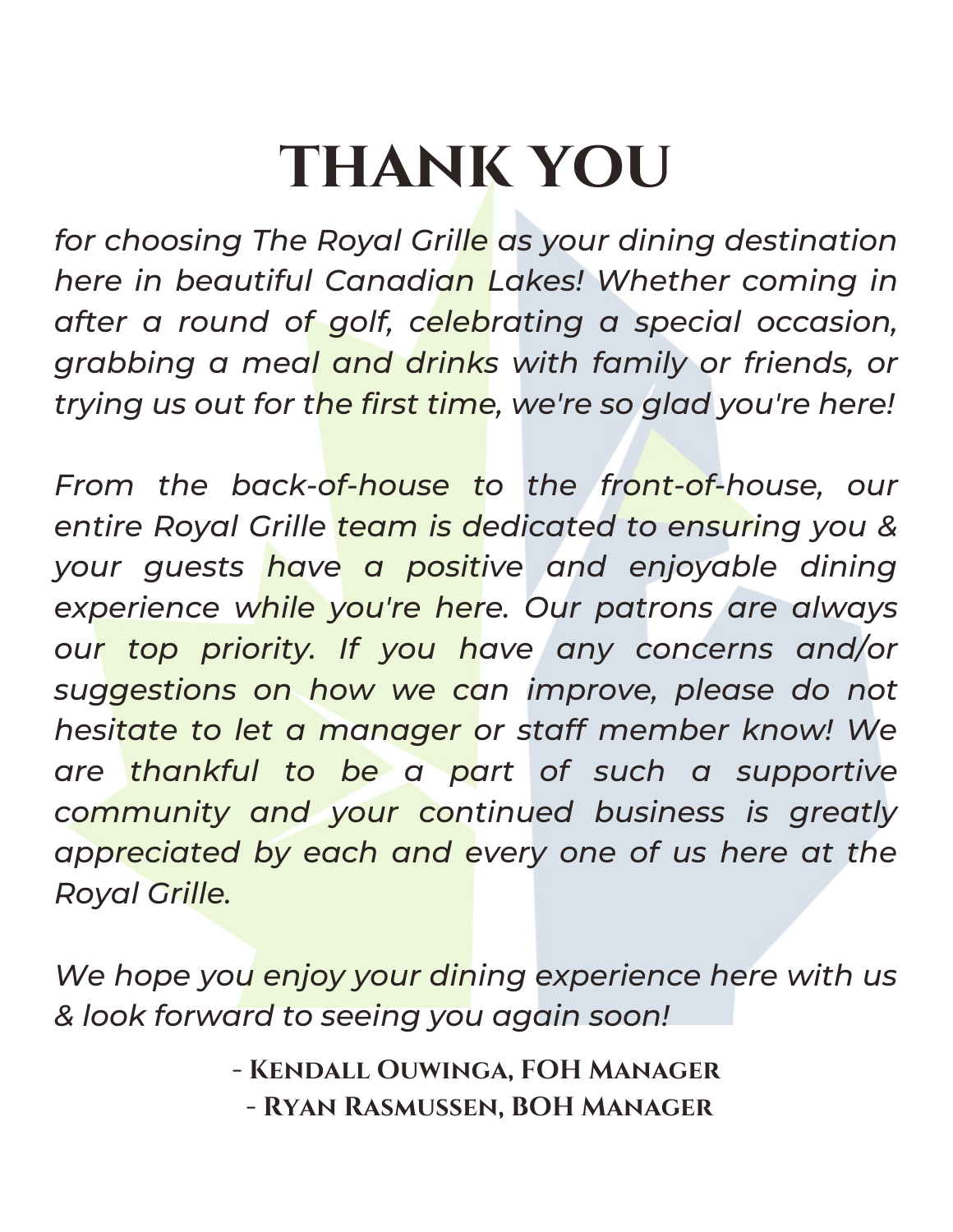# THANK YOU

*for choosing The Royal Grille as your dining destination here in beautiful Canadian Lakes! Whether coming in after a round of golf, celebrating a special occasion, grabbing a meal and drinks with family or friends, or trying us out for the first time, we're so glad you're here!*

*From the back-of-house to the front-of-house, our entire Royal Grille team is dedicated to ensuring you & your guests have a positive and enjoyable dining experience while you're here. Our patrons are always our top priority. If you have any concerns and/or suggestions on how we can improve, please do not hesitate to let a manager or staff member know! We are thankful to be a part of such a supportive community and your continued business is greatly appreciated by each and every one of us here at the Royal Grille.*

*We hope you enjoy your dining experience here with us & look forward to seeing you again soon!*

**- Kendall Ouwinga, FOH Manager**
**- Ryan Rasmussen, BOH Manager**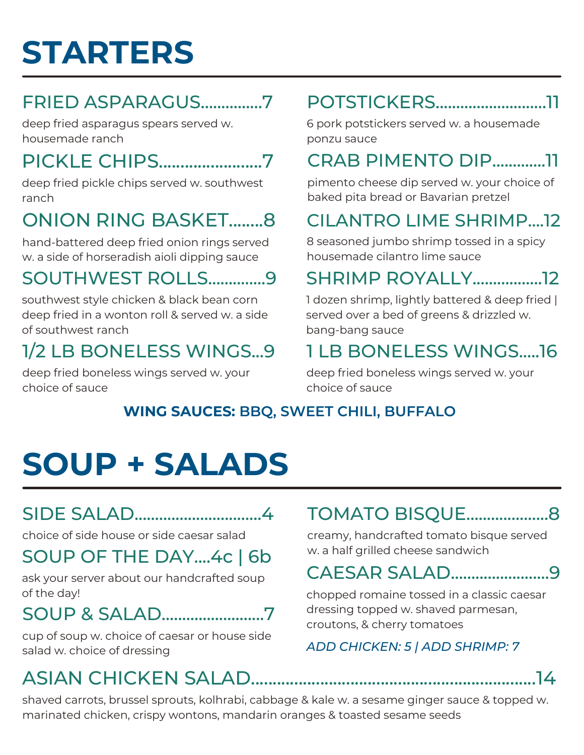# STARTERS

### FRIED ASPARAGUS...............7

deep fried asparagus spears served w. housemade ranch

### PICKLE CHIPS........................7

deep fried pickle chips served w. southwest ranch

### ONION RING BASKET........8

hand-battered deep fried onion rings served w. a side of horseradish aioli dipping sauce

### SOUTHWEST ROLLS..............9

southwest style chicken & black bean corn deep fried in a wonton roll & served w. a side of southwest ranch

### 1/2 LB BONELESS WINGS...9

deep fried boneless wings served w. your choice of sauce

### POTSTICKERS...........................11

6 pork potstickers served w. a housemade ponzu sauce

### CRAB PIMENTO DIP.............11

pimento cheese dip served w. your choice of baked pita bread or Bavarian pretzel

### CILANTRO LIME SHRIMP....12

8 seasoned jumbo shrimp tossed in a spicy housemade cilantro lime sauce

### SHRIMP ROYALLY.................12

1 dozen shrimp, lightly battered & deep fried | served over a bed of greens & drizzled w. bang-bang sauce

### 1 LB BONELESS WINGS.....16

deep fried boneless wings served w. your choice of sauce

**WING SAUCES:** BBQ, SWEET CHILI, BUFFALO

# SOUP + SALADS

### SIDE SALAD...............................4

choice of side house or side caesar salad

### SOUP OF THE DAY....4c | 6b

ask your server about our handcrafted soup of the day!

### SOUP & SALAD........................7

cup of soup w. choice of caesar or house side salad w. choice of dressing

### TOMATO BISQUE...................8

creamy, handcrafted tomato bisque served w. a half grilled cheese sandwich

### CAESAR SALAD.......................9

chopped romaine tossed in a classic caesar dressing topped w. shaved parmesan, croutons, & cherry tomatoes

*ADD CHICKEN: 5 | ADD SHRIMP: 7*

### ASIAN CHICKEN SALAD.............................................................14

shaved carrots, brussel sprouts, kolhrabi, cabbage & kale w. a sesame ginger sauce & topped w. marinated chicken, crispy wontons, mandarin oranges & toasted sesame seeds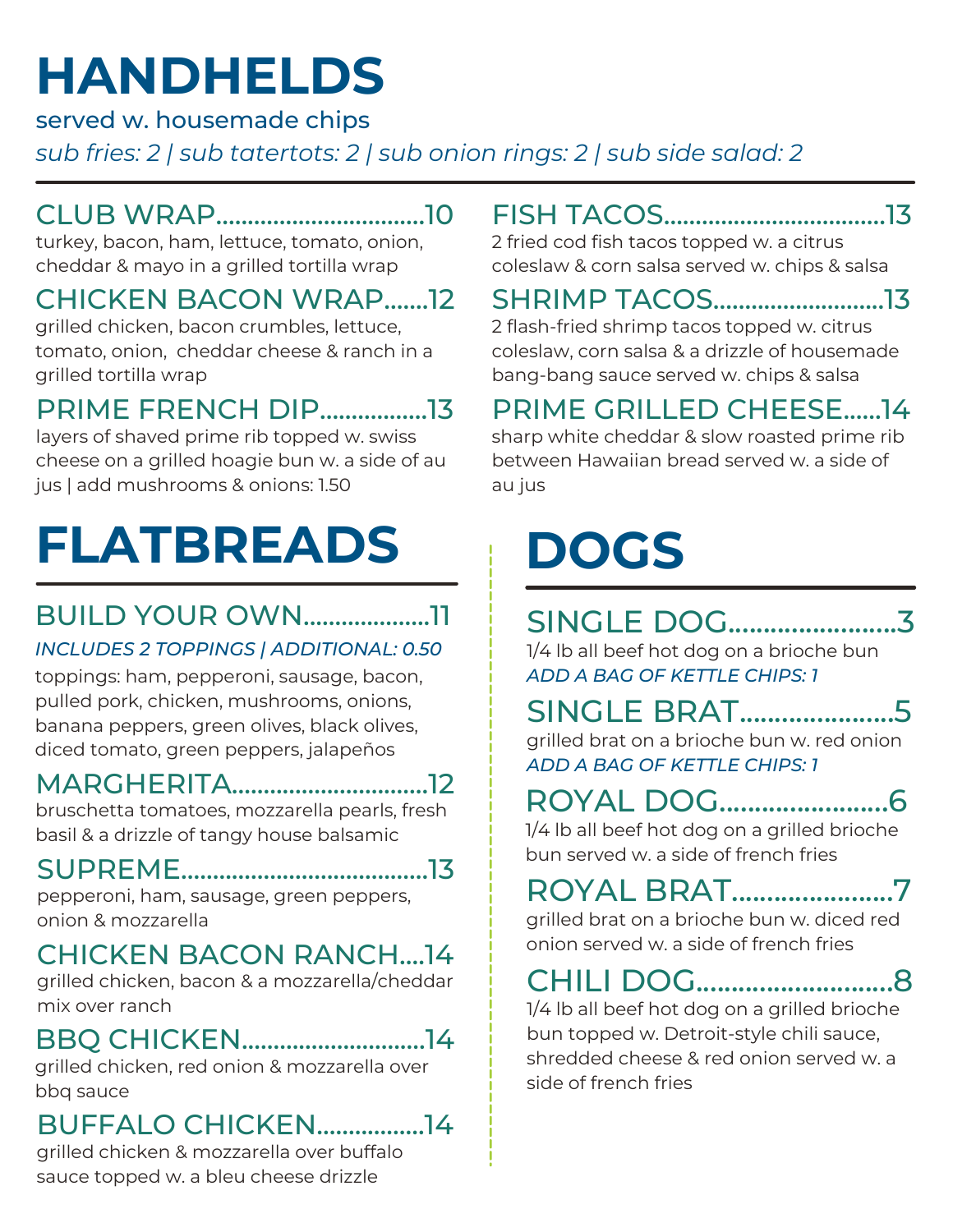# HANDHELDS

served w. housemade chips

*sub fries: 2 | sub tatertots: 2 | sub onion rings: 2 | sub side salad: 2*

## CLUB WRAP..................................10

turkey, bacon, ham, lettuce, tomato, onion, cheddar & mayo in a grilled tortilla wrap

## CHICKEN BACON WRAP.......12

grilled chicken, bacon crumbles, lettuce, tomato, onion, cheddar cheese & ranch in a grilled tortilla wrap

## PRIME FRENCH DIP.................13

layers of shaved prime rib topped w. swiss cheese on a grilled hoagie bun w. a side of au jus | add mushrooms & onions: 1.50

## FISH TACOS...................................13

2 fried cod fish tacos topped w. a citrus coleslaw & corn salsa served w. chips & salsa

## SHRIMP TACOS..........................13

2 flash-fried shrimp tacos topped w. citrus coleslaw, corn salsa & a drizzle of housemade bang-bang sauce served w. chips & salsa

## PRIME GRILLED CHEESE......14

sharp white cheddar & slow roasted prime rib between Hawaiian bread served w. a side of au jus

# FLATBREADS

## BUILD YOUR OWN....................11

*INCLUDES 2 TOPPINGS | ADDITIONAL: 0.50*

toppings: ham, pepperoni, sausage, bacon, pulled pork, chicken, mushrooms, onions, banana peppers, green olives, black olives, diced tomato, green peppers, jalapeños

## MARGHERITA..............................12

bruschetta tomatoes, mozzarella pearls, fresh basil & a drizzle of tangy house balsamic

## SUPREME......................................13

pepperoni, ham, sausage, green peppers, onion & mozzarella

## CHICKEN BACON RANCH....14

grilled chicken, bacon & a mozzarella/cheddar mix over ranch

## BBQ CHICKEN............................14

grilled chicken, red onion & mozzarella over bbq sauce

## BUFFALO CHICKEN................14

grilled chicken & mozzarella over buffalo sauce topped w. a bleu cheese drizzle

# DOGS

## SINGLE DOG.......................3

1/4 lb all beef hot dog on a brioche bun

*ADD A BAG OF KETTLE CHIPS: 1*

## SINGLE BRAT.....................5

grilled brat on a brioche bun w. red onion

*ADD A BAG OF KETTLE CHIPS: 1*

## ROYAL DOG.......................6

1/4 lb all beef hot dog on a grilled brioche bun served w. a side of french fries

## ROYAL BRAT......................7

grilled brat on a brioche bun w. diced red onion served w. a side of french fries

## CHILI DOG...........................8

1/4 lb all beef hot dog on a grilled brioche bun topped w. Detroit-style chili sauce, shredded cheese & red onion served w. a side of french fries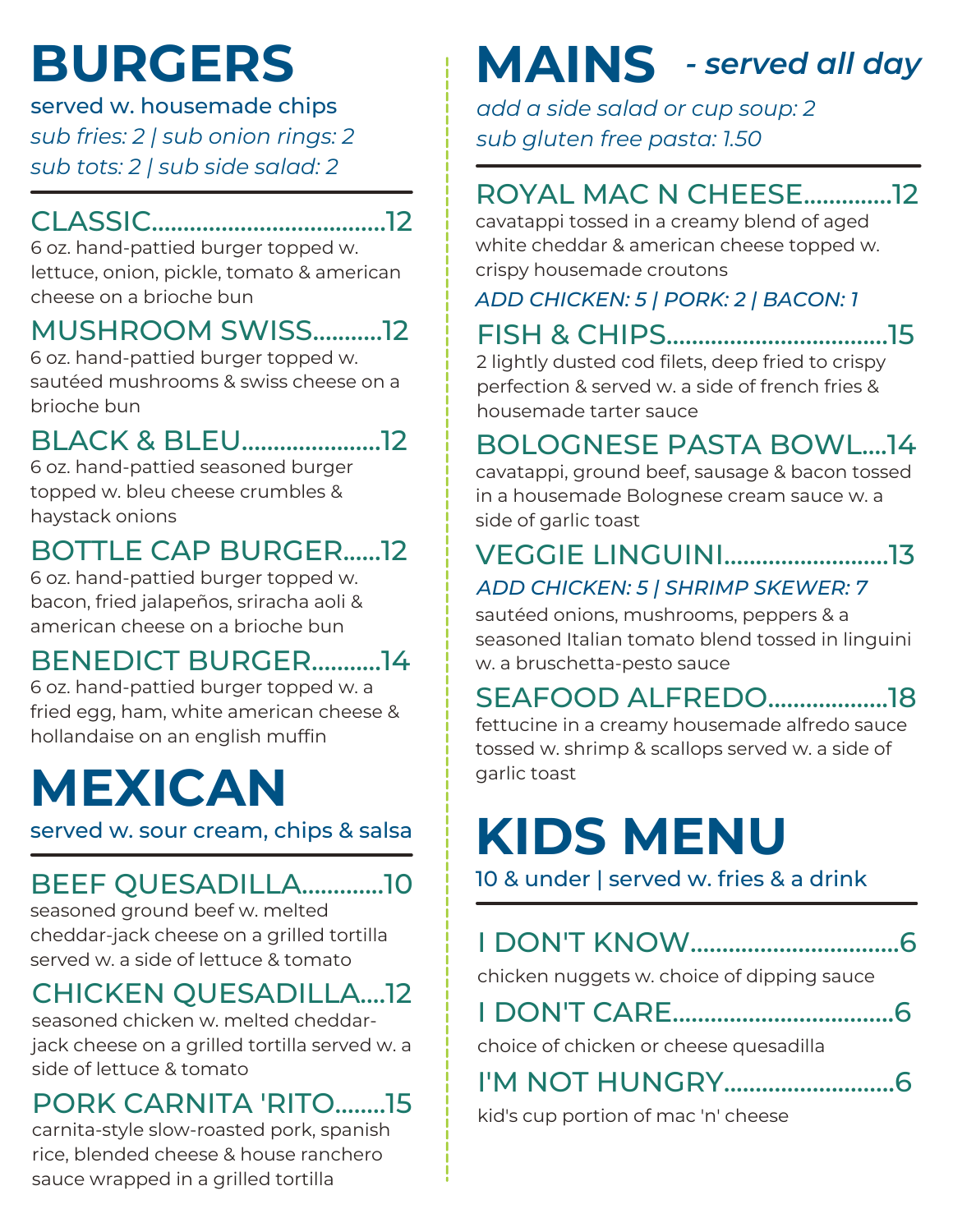# BURGERS

served w. housemade chips

*sub fries: 2 | sub onion rings: 2*

*sub tots: 2 | sub side salad: 2*

---

### CLASSIC....................................12

6 oz. hand-pattied burger topped w. lettuce, onion, pickle, tomato & american cheese on a brioche bun

### MUSHROOM SWISS...........12

6 oz. hand-pattied burger topped w. sautéed mushrooms & swiss cheese on a brioche bun

### BLACK & BLEU......................12

6 oz. hand-pattied seasoned burger topped w. bleu cheese crumbles & haystack onions

### BOTTLE CAP BURGER......12

6 oz. hand-pattied burger topped w. bacon, fried jalapeños, sriracha aoli & american cheese on a brioche bun

### BENEDICT BURGER...........14

6 oz. hand-pattied burger topped w. a fried egg, ham, white american cheese & hollandaise on an english muffin

# MEXICAN

served w. sour cream, chips & salsa

---

### BEEF QUESADILLA.............10

seasoned ground beef w. melted cheddar-jack cheese on a grilled tortilla served w. a side of lettuce & tomato

### CHICKEN QUESADILLA....12

seasoned chicken w. melted cheddar-jack cheese on a grilled tortilla served w. a side of lettuce & tomato

### PORK CARNITA 'RITO........15

carnita-style slow-roasted pork, spanish rice, blended cheese & house ranchero sauce wrapped in a grilled tortilla

# MAINS *- served all day*

*add a side salad or cup soup: 2*

*sub gluten free pasta: 1.50*

---

### ROYAL MAC N CHEESE..............12

cavatappi tossed in a creamy blend of aged white cheddar & american cheese topped w. crispy housemade croutons

*ADD CHICKEN: 5 | PORK: 2 | BACON: 1*

### FISH & CHIPS..................................15

2 lightly dusted cod filets, deep fried to crispy perfection & served w. a side of french fries & housemade tarter sauce

### BOLOGNESE PASTA BOWL....14

cavatappi, ground beef, sausage & bacon tossed in a housemade Bolognese cream sauce w. a side of garlic toast

### VEGGIE LINGUINI..........................13

*ADD CHICKEN: 5 | SHRIMP SKEWER: 7*

sautéed onions, mushrooms, peppers & a seasoned Italian tomato blend tossed in linguini w. a bruschetta-pesto sauce

### SEAFOOD ALFREDO...................18

fettucine in a creamy housemade alfredo sauce tossed w. shrimp & scallops served w. a side of garlic toast

# KIDS MENU

10 & under | served w. fries & a drink

---

### I DON'T KNOW................................6

chicken nuggets w. choice of dipping sauce

### I DON'T CARE..................................6

choice of chicken or cheese quesadilla

### I'M NOT HUNGRY..........................6

kid's cup portion of mac 'n' cheese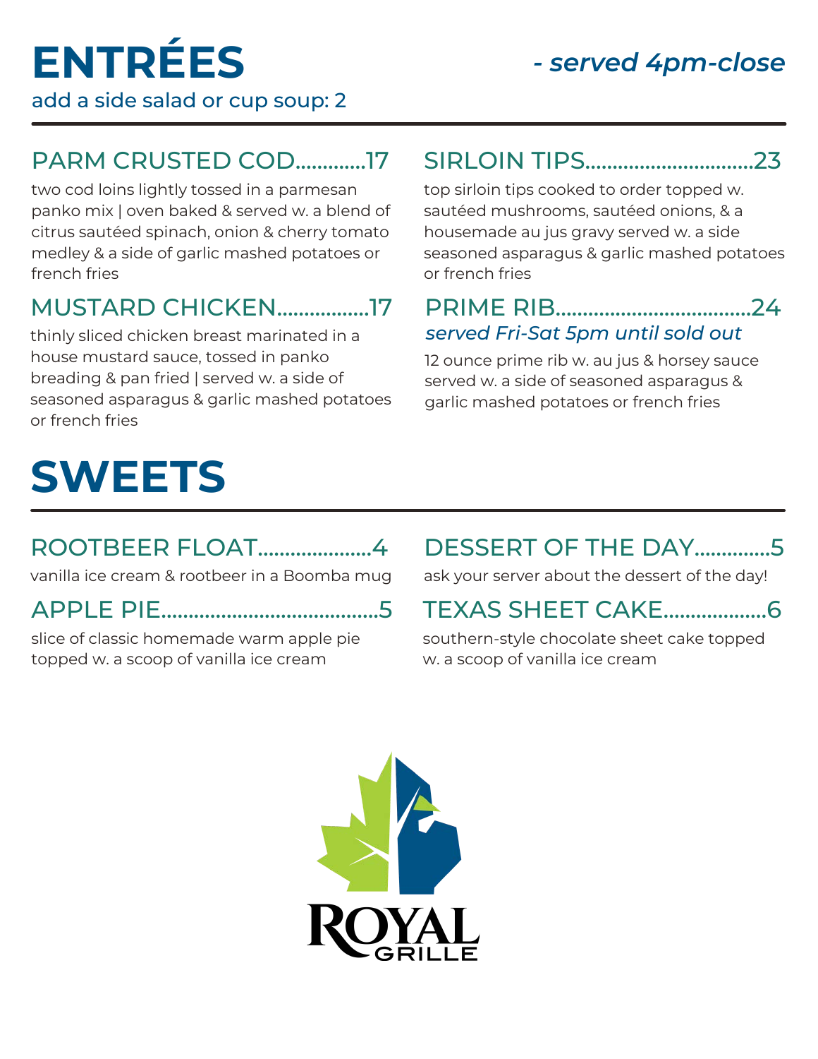# ENTRÉES

*- served 4pm-close*

add a side salad or cup soup: 2

## PARM CRUSTED COD.............17

two cod loins lightly tossed in a parmesan panko mix | oven baked & served w. a blend of citrus sautéed spinach, onion & cherry tomato medley & a side of garlic mashed potatoes or french fries

## MUSTARD CHICKEN.................17

thinly sliced chicken breast marinated in a house mustard sauce, tossed in panko breading & pan fried | served w. a side of seasoned asparagus & garlic mashed potatoes or french fries

## SIRLOIN TIPS..............................23

top sirloin tips cooked to order topped w. sautéed mushrooms, sautéed onions, & a housemade au jus gravy served w. a side seasoned asparagus & garlic mashed potatoes or french fries

## PRIME RIB..................................24

*served Fri-Sat 5pm until sold out*

12 ounce prime rib w. au jus & horsey sauce served w. a side of seasoned asparagus & garlic mashed potatoes or french fries

# SWEETS

## ROOTBEER FLOAT.....................4

vanilla ice cream & rootbeer in a Boomba mug

## APPLE PIE.......................................5

slice of classic homemade warm apple pie topped w. a scoop of vanilla ice cream

## DESSERT OF THE DAY.............5

ask your server about the dessert of the day!

## TEXAS SHEET CAKE...................6

southern-style chocolate sheet cake topped w. a scoop of vanilla ice cream

ROYAL GRILLE